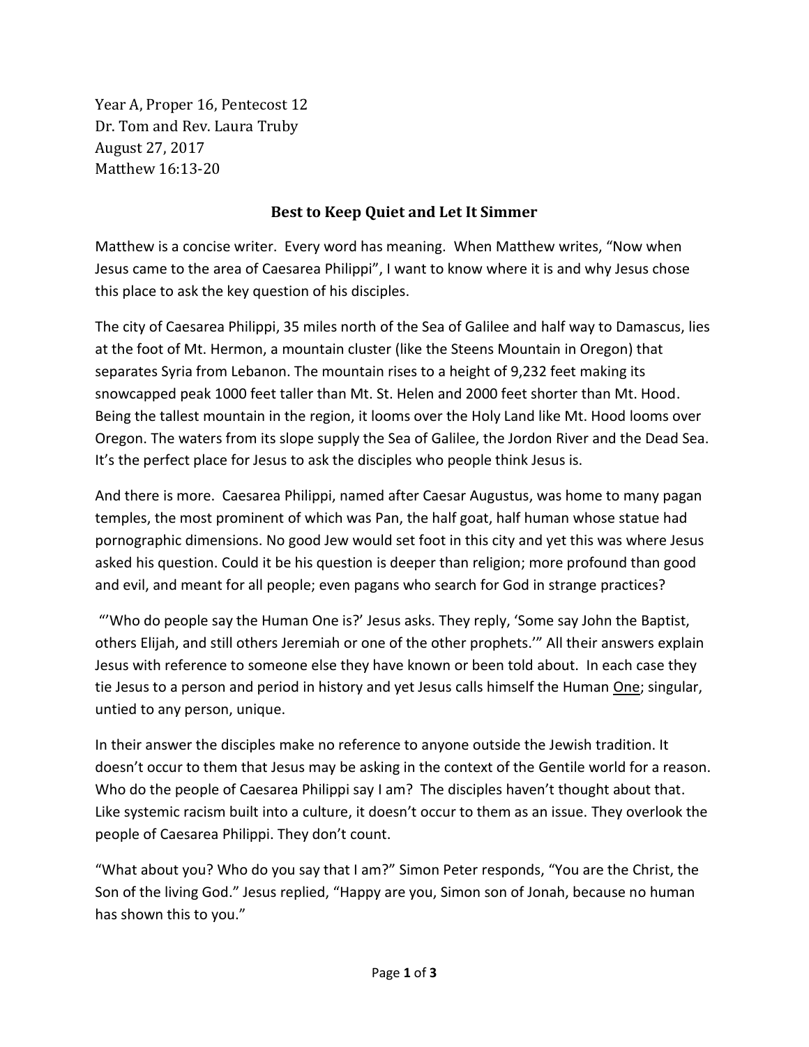Year A, Proper 16, Pentecost 12
Dr. Tom and Rev. Laura Truby
August 27, 2017
Matthew 16:13-20

## Best to Keep Quiet and Let It Simmer

Matthew is a concise writer. Every word has meaning. When Matthew writes, "Now when Jesus came to the area of Caesarea Philippi", I want to know where it is and why Jesus chose this place to ask the key question of his disciples.

The city of Caesarea Philippi, 35 miles north of the Sea of Galilee and half way to Damascus, lies at the foot of Mt. Hermon, a mountain cluster (like the Steens Mountain in Oregon) that separates Syria from Lebanon. The mountain rises to a height of 9,232 feet making its snowcapped peak 1000 feet taller than Mt. St. Helen and 2000 feet shorter than Mt. Hood. Being the tallest mountain in the region, it looms over the Holy Land like Mt. Hood looms over Oregon. The waters from its slope supply the Sea of Galilee, the Jordon River and the Dead Sea. It's the perfect place for Jesus to ask the disciples who people think Jesus is.

And there is more. Caesarea Philippi, named after Caesar Augustus, was home to many pagan temples, the most prominent of which was Pan, the half goat, half human whose statue had pornographic dimensions. No good Jew would set foot in this city and yet this was where Jesus asked his question. Could it be his question is deeper than religion; more profound than good and evil, and meant for all people; even pagans who search for God in strange practices?

"'Who do people say the Human One is?' Jesus asks. They reply, 'Some say John the Baptist, others Elijah, and still others Jeremiah or one of the other prophets.'" All their answers explain Jesus with reference to someone else they have known or been told about. In each case they tie Jesus to a person and period in history and yet Jesus calls himself the Human <u>One</u>; singular, untied to any person, unique.

In their answer the disciples make no reference to anyone outside the Jewish tradition. It doesn't occur to them that Jesus may be asking in the context of the Gentile world for a reason. Who do the people of Caesarea Philippi say I am? The disciples haven't thought about that. Like systemic racism built into a culture, it doesn't occur to them as an issue. They overlook the people of Caesarea Philippi. They don't count.

"What about you? Who do you say that I am?" Simon Peter responds, "You are the Christ, the Son of the living God." Jesus replied, "Happy are you, Simon son of Jonah, because no human has shown this to you."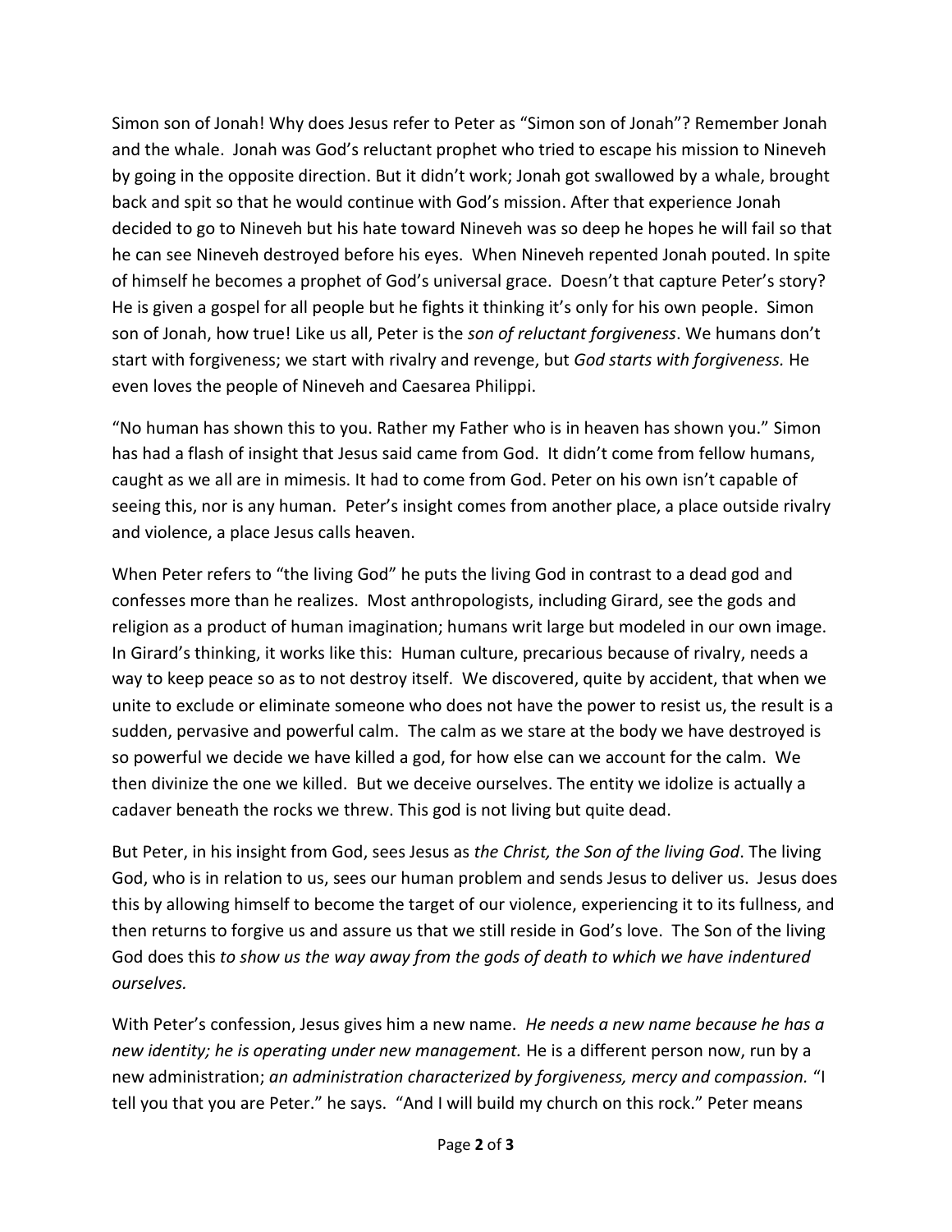Simon son of Jonah! Why does Jesus refer to Peter as "Simon son of Jonah"? Remember Jonah and the whale. Jonah was God's reluctant prophet who tried to escape his mission to Nineveh by going in the opposite direction. But it didn't work; Jonah got swallowed by a whale, brought back and spit so that he would continue with God's mission. After that experience Jonah decided to go to Nineveh but his hate toward Nineveh was so deep he hopes he will fail so that he can see Nineveh destroyed before his eyes. When Nineveh repented Jonah pouted. In spite of himself he becomes a prophet of God's universal grace. Doesn't that capture Peter's story? He is given a gospel for all people but he fights it thinking it's only for his own people. Simon son of Jonah, how true! Like us all, Peter is the *son of reluctant forgiveness*. We humans don't start with forgiveness; we start with rivalry and revenge, but *God starts with forgiveness.* He even loves the people of Nineveh and Caesarea Philippi.

"No human has shown this to you. Rather my Father who is in heaven has shown you." Simon has had a flash of insight that Jesus said came from God. It didn't come from fellow humans, caught as we all are in mimesis. It had to come from God. Peter on his own isn't capable of seeing this, nor is any human. Peter's insight comes from another place, a place outside rivalry and violence, a place Jesus calls heaven.

When Peter refers to "the living God" he puts the living God in contrast to a dead god and confesses more than he realizes. Most anthropologists, including Girard, see the gods and religion as a product of human imagination; humans writ large but modeled in our own image. In Girard's thinking, it works like this: Human culture, precarious because of rivalry, needs a way to keep peace so as to not destroy itself. We discovered, quite by accident, that when we unite to exclude or eliminate someone who does not have the power to resist us, the result is a sudden, pervasive and powerful calm. The calm as we stare at the body we have destroyed is so powerful we decide we have killed a god, for how else can we account for the calm. We then divinize the one we killed. But we deceive ourselves. The entity we idolize is actually a cadaver beneath the rocks we threw. This god is not living but quite dead.

But Peter, in his insight from God, sees Jesus as *the Christ, the Son of the living God*. The living God, who is in relation to us, sees our human problem and sends Jesus to deliver us. Jesus does this by allowing himself to become the target of our violence, experiencing it to its fullness, and then returns to forgive us and assure us that we still reside in God's love. The Son of the living God does this *to show us the way away from the gods of death to which we have indentured ourselves.*

With Peter's confession, Jesus gives him a new name. *He needs a new name because he has a new identity; he is operating under new management.* He is a different person now, run by a new administration; *an administration characterized by forgiveness, mercy and compassion.* "I tell you that you are Peter." he says. "And I will build my church on this rock." Peter means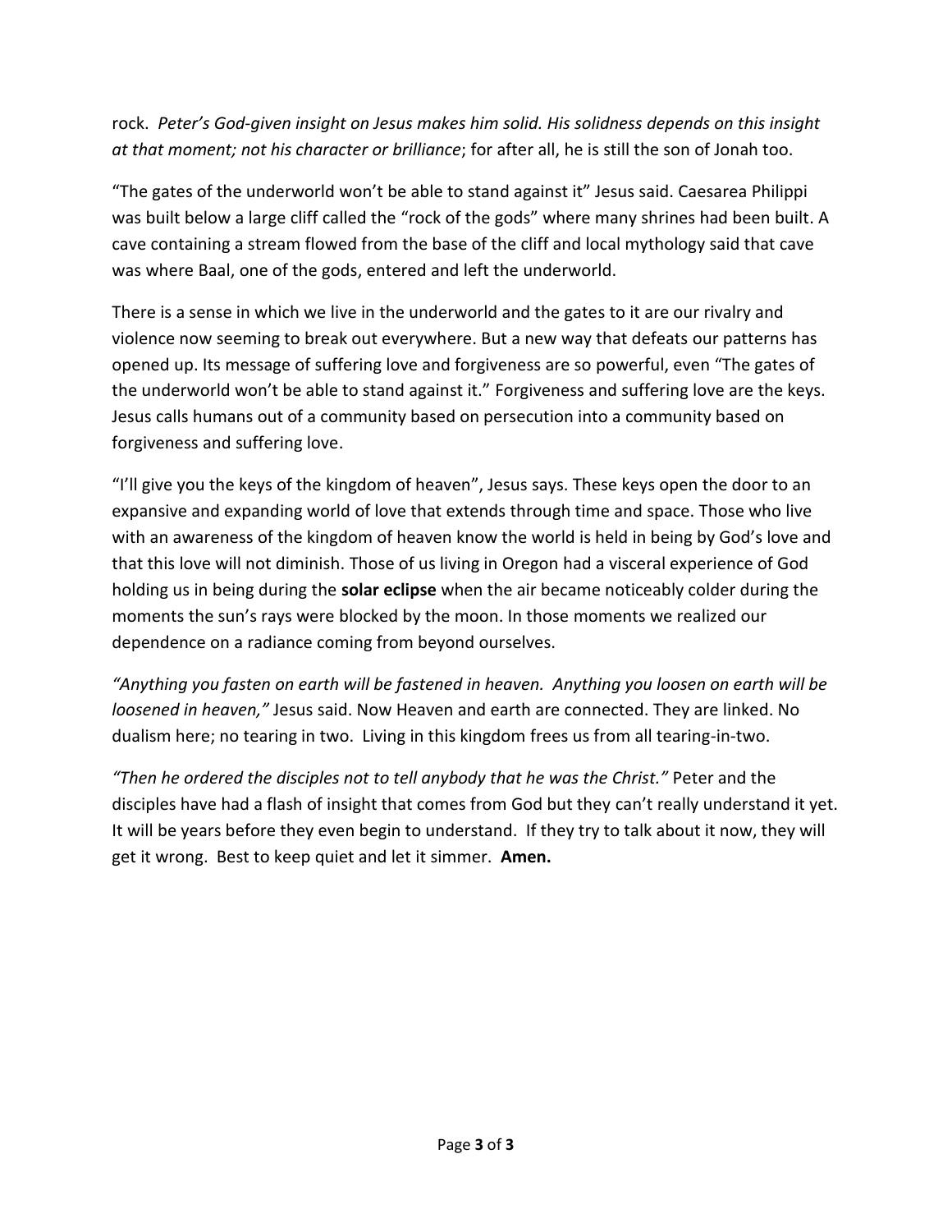rock. *Peter's God-given insight on Jesus makes him solid. His solidness depends on this insight at that moment; not his character or brilliance*; for after all, he is still the son of Jonah too.

"The gates of the underworld won't be able to stand against it" Jesus said. Caesarea Philippi was built below a large cliff called the "rock of the gods" where many shrines had been built. A cave containing a stream flowed from the base of the cliff and local mythology said that cave was where Baal, one of the gods, entered and left the underworld.

There is a sense in which we live in the underworld and the gates to it are our rivalry and violence now seeming to break out everywhere. But a new way that defeats our patterns has opened up. Its message of suffering love and forgiveness are so powerful, even "The gates of the underworld won't be able to stand against it." Forgiveness and suffering love are the keys. Jesus calls humans out of a community based on persecution into a community based on forgiveness and suffering love.

"I'll give you the keys of the kingdom of heaven", Jesus says. These keys open the door to an expansive and expanding world of love that extends through time and space. Those who live with an awareness of the kingdom of heaven know the world is held in being by God's love and that this love will not diminish. Those of us living in Oregon had a visceral experience of God holding us in being during the **solar eclipse** when the air became noticeably colder during the moments the sun's rays were blocked by the moon. In those moments we realized our dependence on a radiance coming from beyond ourselves.

*"Anything you fasten on earth will be fastened in heaven. Anything you loosen on earth will be loosened in heaven,"* Jesus said. Now Heaven and earth are connected. They are linked. No dualism here; no tearing in two. Living in this kingdom frees us from all tearing-in-two.

*"Then he ordered the disciples not to tell anybody that he was the Christ."* Peter and the disciples have had a flash of insight that comes from God but they can't really understand it yet. It will be years before they even begin to understand. If they try to talk about it now, they will get it wrong. Best to keep quiet and let it simmer. **Amen.**